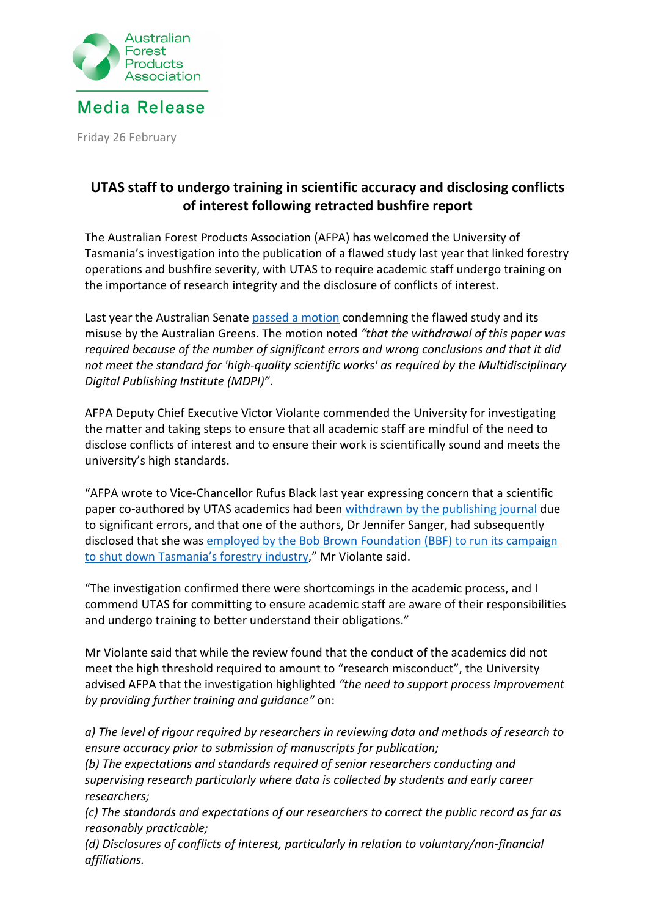Australian Forest Products Association

**Media Release**

Friday 26 February

## UTAS staff to undergo training in scientific accuracy and disclosing conflicts of interest following retracted bushfire report

The Australian Forest Products Association (AFPA) has welcomed the University of Tasmania's investigation into the publication of a flawed study last year that linked forestry operations and bushfire severity, with UTAS to require academic staff undergo training on the importance of research integrity and the disclosure of conflicts of interest.

Last year the Australian Senate passed a motion condemning the flawed study and its misuse by the Australian Greens. The motion noted *"that the withdrawal of this paper was required because of the number of significant errors and wrong conclusions and that it did not meet the standard for 'high-quality scientific works' as required by the Multidisciplinary Digital Publishing Institute (MDPI)"*.

AFPA Deputy Chief Executive Victor Violante commended the University for investigating the matter and taking steps to ensure that all academic staff are mindful of the need to disclose conflicts of interest and to ensure their work is scientifically sound and meets the university's high standards.

"AFPA wrote to Vice-Chancellor Rufus Black last year expressing concern that a scientific paper co-authored by UTAS academics had been withdrawn by the publishing journal due to significant errors, and that one of the authors, Dr Jennifer Sanger, had subsequently disclosed that she was employed by the Bob Brown Foundation (BBF) to run its campaign to shut down Tasmania's forestry industry," Mr Violante said.

"The investigation confirmed there were shortcomings in the academic process, and I commend UTAS for committing to ensure academic staff are aware of their responsibilities and undergo training to better understand their obligations."

Mr Violante said that while the review found that the conduct of the academics did not meet the high threshold required to amount to "research misconduct", the University advised AFPA that the investigation highlighted *"the need to support process improvement by providing further training and guidance"* on:

*a) The level of rigour required by researchers in reviewing data and methods of research to ensure accuracy prior to submission of manuscripts for publication;*
*(b) The expectations and standards required of senior researchers conducting and supervising research particularly where data is collected by students and early career researchers;*
*(c) The standards and expectations of our researchers to correct the public record as far as reasonably practicable;*
*(d) Disclosures of conflicts of interest, particularly in relation to voluntary/non-financial affiliations.*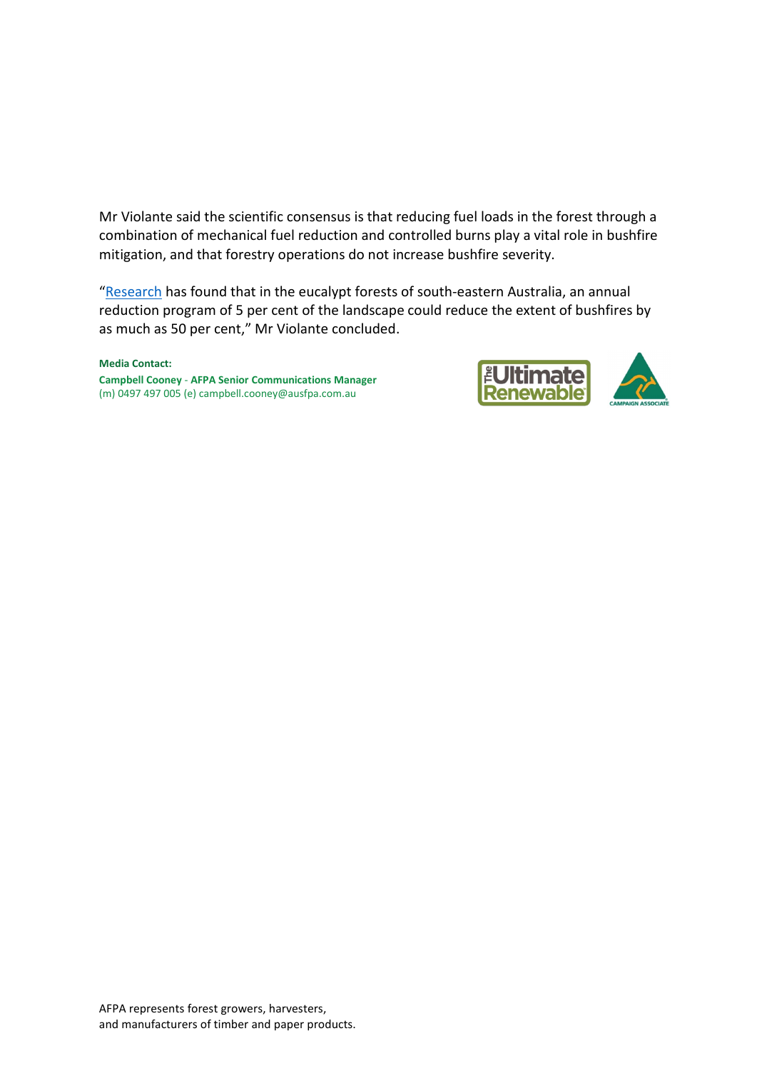Mr Violante said the scientific consensus is that reducing fuel loads in the forest through a combination of mechanical fuel reduction and controlled burns play a vital role in bushfire mitigation, and that forestry operations do not increase bushfire severity.

"Research has found that in the eucalypt forests of south-eastern Australia, an annual reduction program of 5 per cent of the landscape could reduce the extent of bushfires by as much as 50 per cent," Mr Violante concluded.

**Media Contact:**
**Campbell Cooney - AFPA Senior Communications Manager**
(m) 0497 497 005 (e) campbell.cooney@ausfpa.com.au

AFPA represents forest growers, harvesters, and manufacturers of timber and paper products.